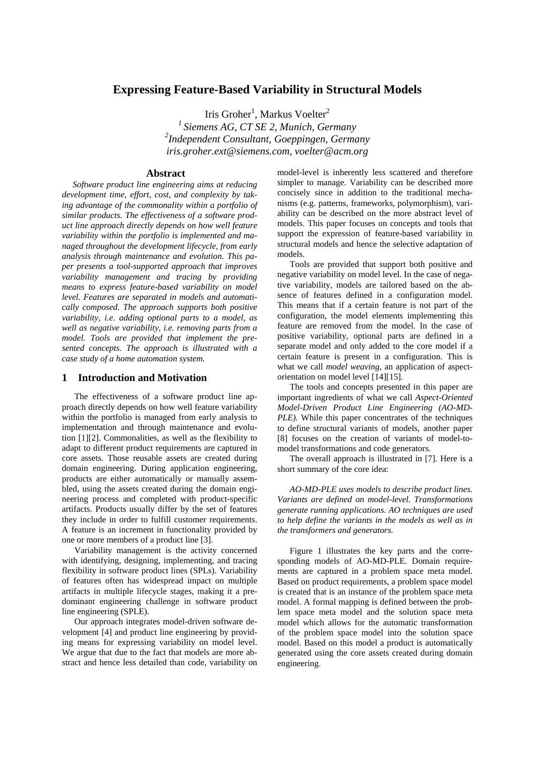# Expressing Feature-Based Variability in Structural Models

Iris Groher[1], Markus Voelter[2]

[1] *Siemens AG, CT SE 2, Munich, Germany*

[2] *Independent Consultant, Goeppingen, Germany*

*iris.groher.ext@siemens.com, voelter@acm.org*

## Abstract

*Software product line engineering aims at reducing development time, effort, cost, and complexity by taking advantage of the commonality within a portfolio of similar products. The effectiveness of a software product line approach directly depends on how well feature variability within the portfolio is implemented and managed throughout the development lifecycle, from early analysis through maintenance and evolution. This paper presents a tool-supported approach that improves variability management and tracing by providing means to express feature-based variability on model level. Features are separated in models and automatically composed. The approach supports both positive variability, i.e. adding optional parts to a model, as well as negative variability, i.e. removing parts from a model. Tools are provided that implement the presented concepts. The approach is illustrated with a case study of a home automation system.*

## 1 Introduction and Motivation

The effectiveness of a software product line approach directly depends on how well feature variability within the portfolio is managed from early analysis to implementation and through maintenance and evolution [1][2]. Commonalities, as well as the flexibility to adapt to different product requirements are captured in core assets. Those reusable assets are created during domain engineering. During application engineering, products are either automatically or manually assembled, using the assets created during the domain engineering process and completed with product-specific artifacts. Products usually differ by the set of features they include in order to fulfill customer requirements. A feature is an increment in functionality provided by one or more members of a product line [3].

Variability management is the activity concerned with identifying, designing, implementing, and tracing flexibility in software product lines (SPLs). Variability of features often has widespread impact on multiple artifacts in multiple lifecycle stages, making it a predominant engineering challenge in software product line engineering (SPLE).

Our approach integrates model-driven software development [4] and product line engineering by providing means for expressing variability on model level. We argue that due to the fact that models are more abstract and hence less detailed than code, variability on model-level is inherently less scattered and therefore simpler to manage. Variability can be described more concisely since in addition to the traditional mechanisms (e.g. patterns, frameworks, polymorphism), variability can be described on the more abstract level of models. This paper focuses on concepts and tools that support the expression of feature-based variability in structural models and hence the selective adaptation of models.

Tools are provided that support both positive and negative variability on model level. In the case of negative variability, models are tailored based on the absence of features defined in a configuration model. This means that if a certain feature is not part of the configuration, the model elements implementing this feature are removed from the model. In the case of positive variability, optional parts are defined in a separate model and only added to the core model if a certain feature is present in a configuration. This is what we call *model weaving*, an application of aspect-orientation on model level [14][15].

The tools and concepts presented in this paper are important ingredients of what we call *Aspect-Oriented Model-Driven Product Line Engineering (AO-MD-PLE).* While this paper concentrates of the techniques to define structural variants of models, another paper [8] focuses on the creation of variants of model-to-model transformations and code generators.

The overall approach is illustrated in [7]. Here is a short summary of the core idea:

*AO-MD-PLE uses models to describe product lines. Variants are defined on model-level. Transformations generate running applications. AO techniques are used to help define the variants in the models as well as in the transformers and generators.*

Figure 1 illustrates the key parts and the corresponding models of AO-MD-PLE. Domain requirements are captured in a problem space meta model. Based on product requirements, a problem space model is created that is an instance of the problem space meta model. A formal mapping is defined between the problem space meta model and the solution space meta model which allows for the automatic transformation of the problem space model into the solution space model. Based on this model a product is automatically generated using the core assets created during domain engineering.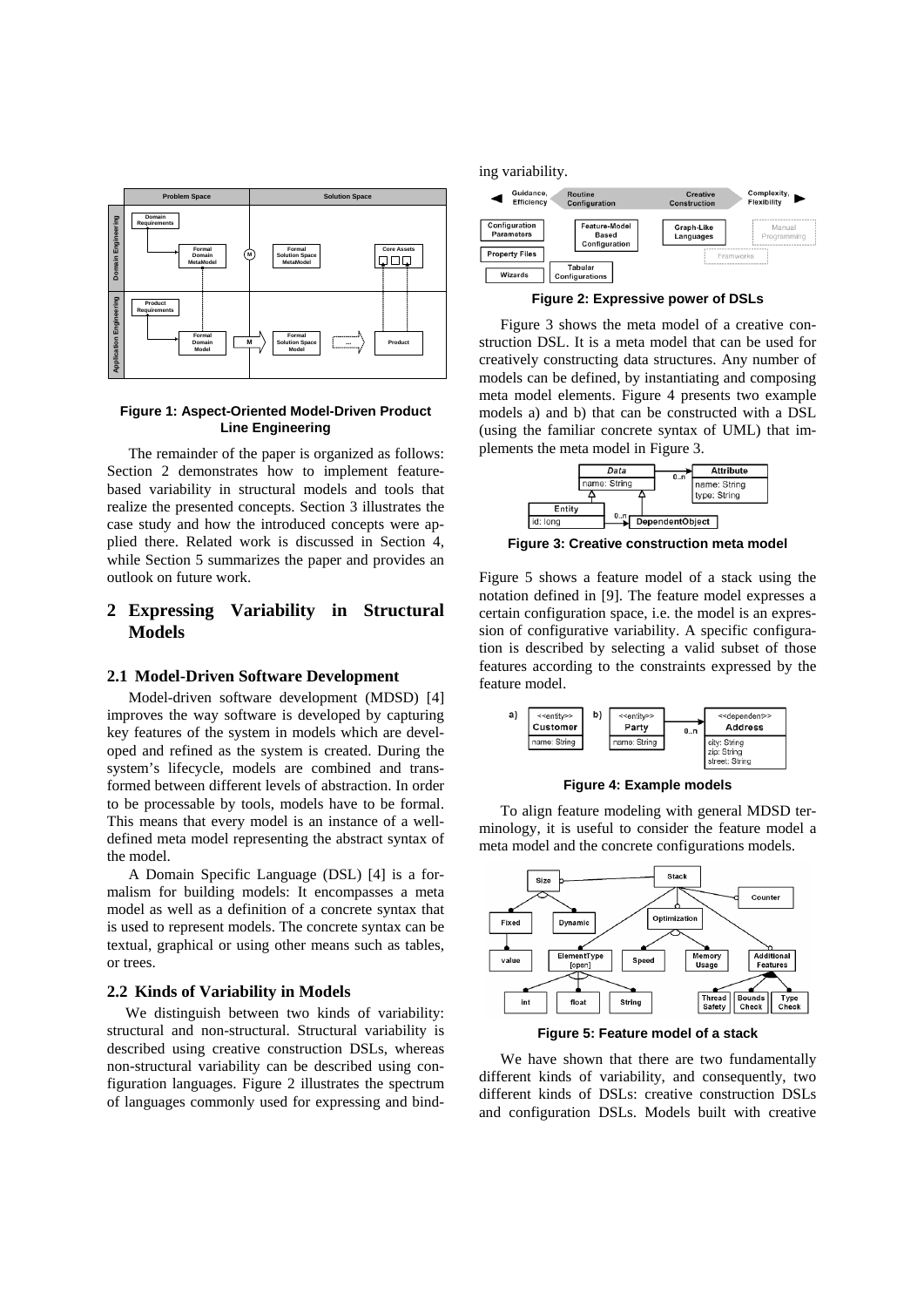Problem Space

Solution Space

Domain Engineering

Application Engineering

Domain Requirements

Formal Domain MetaModel

M

Formal Solution Space MetaModel

Core Assets

Product Requirements

Formal Domain Model

M

Formal Solution Space Model

...

Product

**Figure 1: Aspect-Oriented Model-Driven Product Line Engineering**

The remainder of the paper is organized as follows: Section 2 demonstrates how to implement feature-based variability in structural models and tools that realize the presented concepts. Section 3 illustrates the case study and how the introduced concepts were applied there. Related work is discussed in Section 4, while Section 5 summarizes the paper and provides an outlook on future work.

## 2 Expressing Variability in Structural Models

### 2.1 Model-Driven Software Development

Model-driven software development (MDSD) [4] improves the way software is developed by capturing key features of the system in models which are developed and refined as the system is created. During the system's lifecycle, models are combined and transformed between different levels of abstraction. In order to be processable by tools, models have to be formal. This means that every model is an instance of a well-defined meta model representing the abstract syntax of the model.

A Domain Specific Language (DSL) [4] is a formalism for building models: It encompasses a meta model as well as a definition of a concrete syntax that is used to represent models. The concrete syntax can be textual, graphical or using other means such as tables, or trees.

### 2.2 Kinds of Variability in Models

We distinguish between two kinds of variability: structural and non-structural. Structural variability is described using creative construction DSLs, whereas non-structural variability can be described using configuration languages. Figure 2 illustrates the spectrum of languages commonly used for expressing and binding variability.

Guidance, Efficiency

Routine Configuration

Creative Construction

Complexity, Flexibility

Configuration Parameters

Property Files

Wizards

Feature-Model Based Configuration

Tabular Configurations

Graph-Like Languages

Manual Programming

Frameworks

**Figure 2: Expressive power of DSLs**

Figure 3 shows the meta model of a creative construction DSL. It is a meta model that can be used for creatively constructing data structures. Any number of models can be defined, by instantiating and composing meta model elements. Figure 4 presents two example models a) and b) that can be constructed with a DSL (using the familiar concrete syntax of UML) that implements the meta model in Figure 3.

*Data*
name: String

Attribute
name: String
type: String

0..n

Entity
id: long

0..n

DependentObject

**Figure 3: Creative construction meta model**

Figure 5 shows a feature model of a stack using the notation defined in [9]. The feature model expresses a certain configuration space, i.e. the model is an expression of configurative variability. A specific configuration is described by selecting a valid subset of those features according to the constraints expressed by the feature model.

a) <<entity>> Customer
name: String

b) <<entity>> Party
name: String

0..n

<<dependent>> Address
city: String
zip: String
street: String

**Figure 4: Example models**

To align feature modeling with general MDSD terminology, it is useful to consider the feature model a meta model and the concrete configurations models.

Size

Stack

Counter

Fixed

Dynamic

Optimization

value

ElementType [open]

Speed

Memory Usage

Additional Features

int

float

String

Thread Safety

Bounds Check

Type Check

**Figure 5: Feature model of a stack**

We have shown that there are two fundamentally different kinds of variability, and consequently, two different kinds of DSLs: creative construction DSLs and configuration DSLs. Models built with creative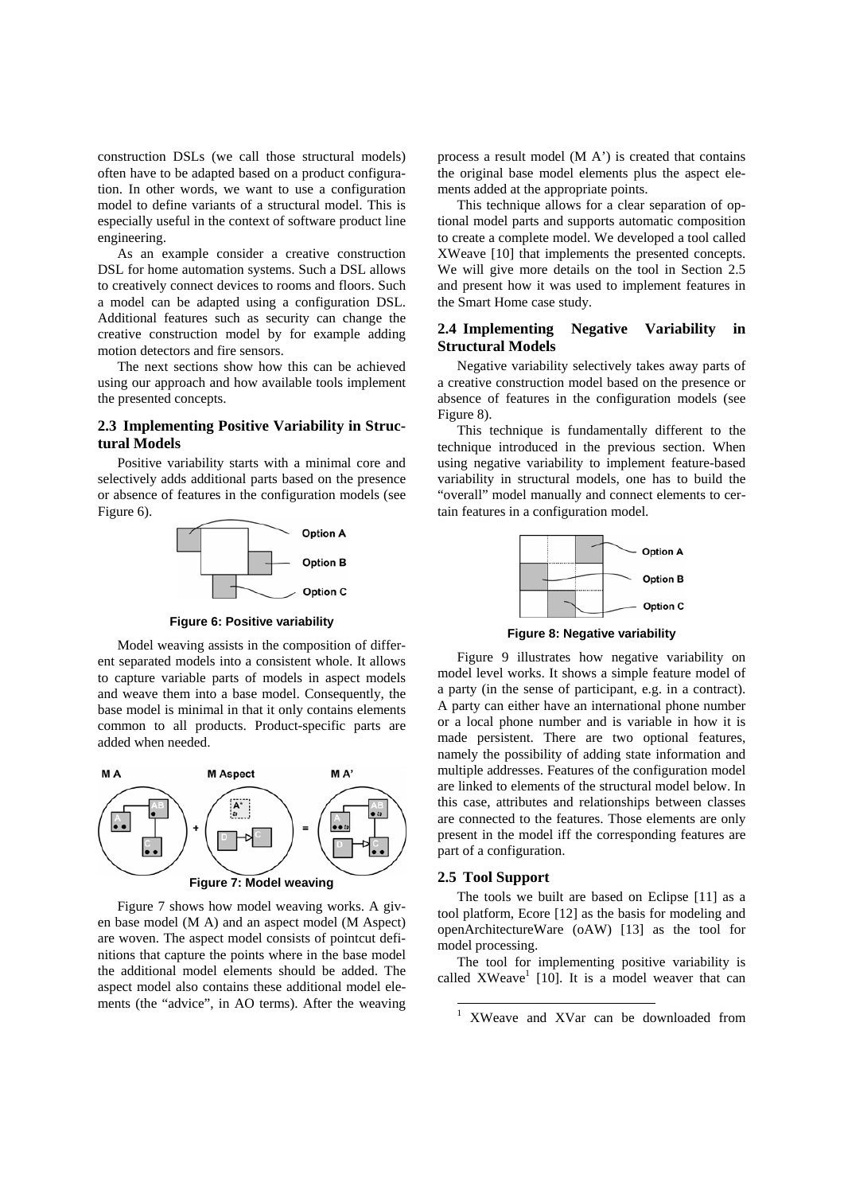construction DSLs (we call those structural models) often have to be adapted based on a product configuration. In other words, we want to use a configuration model to define variants of a structural model. This is especially useful in the context of software product line engineering.

As an example consider a creative construction DSL for home automation systems. Such a DSL allows to creatively connect devices to rooms and floors. Such a model can be adapted using a configuration DSL. Additional features such as security can change the creative construction model by for example adding motion detectors and fire sensors.

The next sections show how this can be achieved using our approach and how available tools implement the presented concepts.

### 2.3 Implementing Positive Variability in Structural Models

Positive variability starts with a minimal core and selectively adds additional parts based on the presence or absence of features in the configuration models (see Figure 6).

Option A
Option B
Option C

**Figure 6: Positive variability**

Model weaving assists in the composition of different separated models into a consistent whole. It allows to capture variable parts of models in aspect models and weave them into a base model. Consequently, the base model is minimal in that it only contains elements common to all products. Product-specific parts are added when needed.

M A
M Aspect
M A'

**Figure 7: Model weaving**

Figure 7 shows how model weaving works. A given base model (M A) and an aspect model (M Aspect) are woven. The aspect model consists of pointcut definitions that capture the points where in the base model the additional model elements should be added. The aspect model also contains these additional model elements (the "advice", in AO terms). After the weaving process a result model (M A') is created that contains the original base model elements plus the aspect elements added at the appropriate points.

This technique allows for a clear separation of optional model parts and supports automatic composition to create a complete model. We developed a tool called XWeave [10] that implements the presented concepts. We will give more details on the tool in Section 2.5 and present how it was used to implement features in the Smart Home case study.

### 2.4 Implementing Negative Variability in Structural Models

Negative variability selectively takes away parts of a creative construction model based on the presence or absence of features in the configuration models (see Figure 8).

This technique is fundamentally different to the technique introduced in the previous section. When using negative variability to implement feature-based variability in structural models, one has to build the "overall" model manually and connect elements to certain features in a configuration model.

Option A
Option B
Option C

**Figure 8: Negative variability**

Figure 9 illustrates how negative variability on model level works. It shows a simple feature model of a party (in the sense of participant, e.g. in a contract). A party can either have an international phone number or a local phone number and is variable in how it is made persistent. There are two optional features, namely the possibility of adding state information and multiple addresses. Features of the configuration model are linked to elements of the structural model below. In this case, attributes and relationships between classes are connected to the features. Those elements are only present in the model iff the corresponding features are part of a configuration.

### 2.5 Tool Support

The tools we built are based on Eclipse [11] as a tool platform, Ecore [12] as the basis for modeling and openArchitectureWare (oAW) [13] as the tool for model processing.

The tool for implementing positive variability is called XWeave[1] [10]. It is a model weaver that can

[1] XWeave and XVar can be downloaded from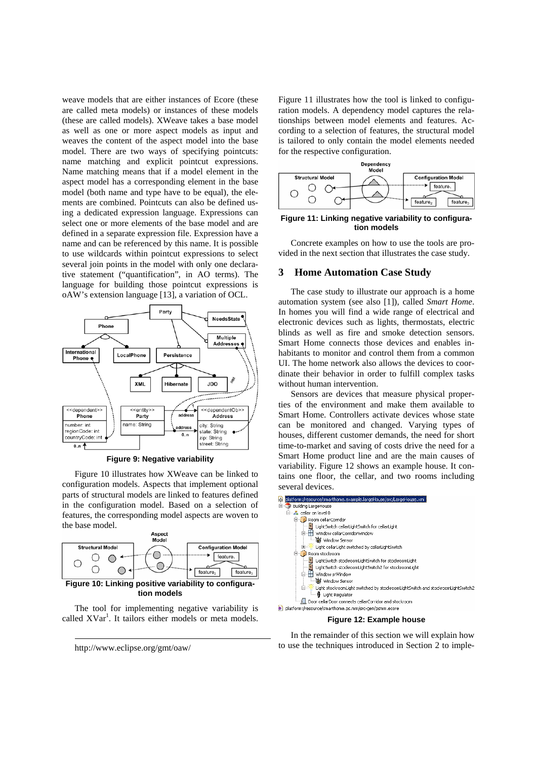weave models that are either instances of Ecore (these are called meta models) or instances of these models (these are called models). XWeave takes a base model as well as one or more aspect models as input and weaves the content of the aspect model into the base model. There are two ways of specifying pointcuts: name matching and explicit pointcut expressions. Name matching means that if a model element in the aspect model has a corresponding element in the base model (both name and type have to be equal), the elements are combined. Pointcuts can also be defined using a dedicated expression language. Expressions can select one or more elements of the base model and are defined in a separate expression file. Expression have a name and can be referenced by this name. It is possible to use wildcards within pointcut expressions to select several join points in the model with only one declarative statement ("quantification", in AO terms). The language for building those pointcut expressions is oAW's extension language [13], a variation of OCL.

**Figure 9: Negative variability**

Figure 10 illustrates how XWeave can be linked to configuration models. Aspects that implement optional parts of structural models are linked to features defined in the configuration model. Based on a selection of features, the corresponding model aspects are woven to the base model.

**Figure 10: Linking positive variability to configuration models**

The tool for implementing negative variability is called XVar[1]. It tailors either models or meta models.

Figure 11 illustrates how the tool is linked to configuration models. A dependency model captures the relationships between model elements and features. According to a selection of features, the structural model is tailored to only contain the model elements needed for the respective configuration.

**Figure 11: Linking negative variability to configuration models**

Concrete examples on how to use the tools are provided in the next section that illustrates the case study.

## 3 Home Automation Case Study

The case study to illustrate our approach is a home automation system (see also [1]), called *Smart Home*. In homes you will find a wide range of electrical and electronic devices such as lights, thermostats, electric blinds as well as fire and smoke detection sensors. Smart Home connects those devices and enables inhabitants to monitor and control them from a common UI. The home network also allows the devices to coordinate their behavior in order to fulfill complex tasks without human intervention.

Sensors are devices that measure physical properties of the environment and make them available to Smart Home. Controllers activate devices whose state can be monitored and changed. Varying types of houses, different customer demands, the need for short time-to-market and saving of costs drive the need for a Smart Home product line and are the main causes of variability. Figure 12 shows an example house. It contains one floor, the cellar, and two rooms including several devices.

**Figure 12: Example house**

In the remainder of this section we will explain how to use the techniques introduced in Section 2 to imple-

[1] http://www.eclipse.org/gmt/oaw/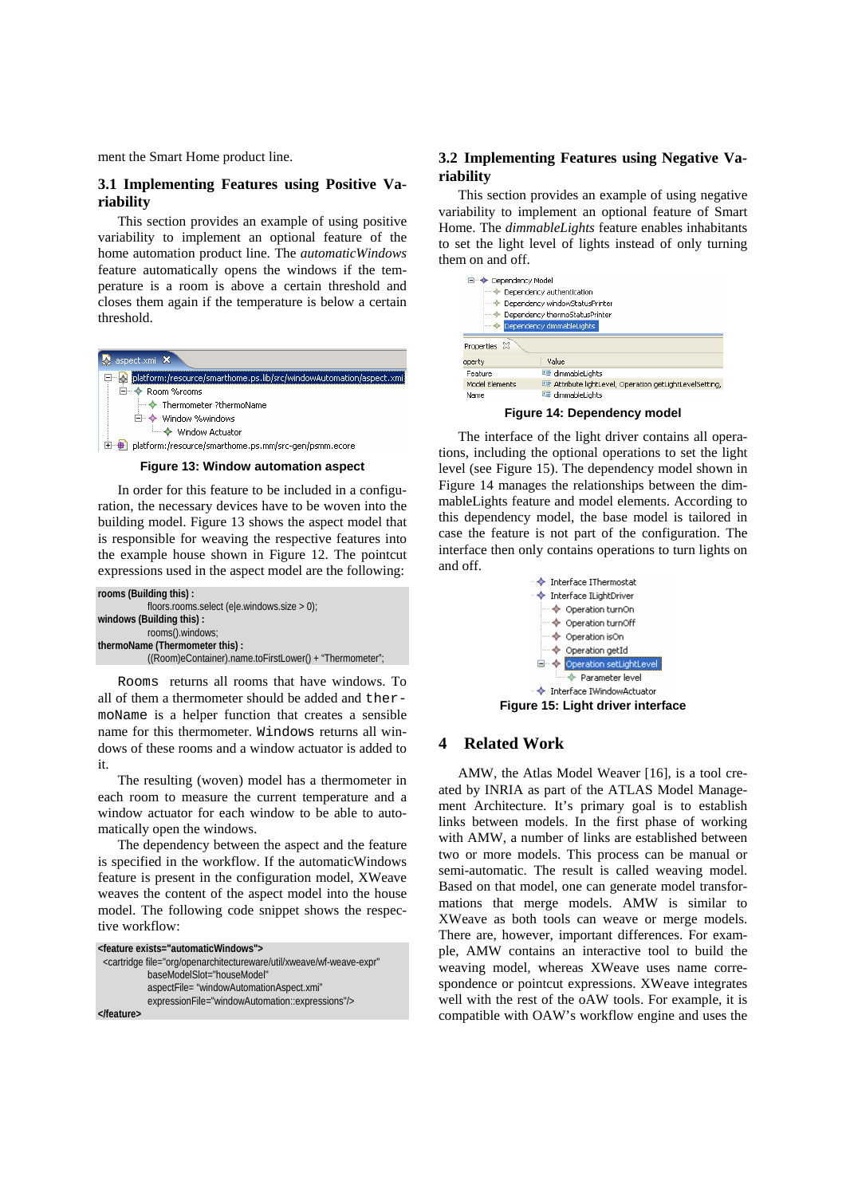ment the Smart Home product line.

### 3.1 Implementing Features using Positive Variability

This section provides an example of using positive variability to implement an optional feature of the home automation product line. The *automaticWindows* feature automatically opens the windows if the temperature is a room is above a certain threshold and closes them again if the temperature is below a certain threshold.

```
aspect.xmi
platform:/resource/smarthome.ps.lib/src/windowAutomation/aspect.xmi
  Room %rooms
    Thermometer ?thermoName
    Window %windows
      Window Actuator
platform:/resource/smarthome.ps.mm/src-gen/psmm.ecore
```

**Figure 13: Window automation aspect**

In order for this feature to be included in a configuration, the necessary devices have to be woven into the building model. Figure 13 shows the aspect model that is responsible for weaving the respective features into the example house shown in Figure 12. The pointcut expressions used in the aspect model are the following:

```
rooms (Building this) :
        floors.rooms.select (e|e.windows.size > 0);
windows (Building this) :
        rooms().windows;
thermoName (Thermometer this) :
        ((Room)eContainer).name.toFirstLower() + "Thermometer";
```

`Rooms` returns all rooms that have windows. To all of them a thermometer should be added and `thermoName` is a helper function that creates a sensible name for this thermometer. `Windows` returns all windows of these rooms and a window actuator is added to it.

The resulting (woven) model has a thermometer in each room to measure the current temperature and a window actuator for each window to be able to automatically open the windows.

The dependency between the aspect and the feature is specified in the workflow. If the automaticWindows feature is present in the configuration model, XWeave weaves the content of the aspect model into the house model. The following code snippet shows the respective workflow:

```
<feature exists="automaticWindows">
  <cartridge file="org/openarchitectureware/util/xweave/wf-weave-expr"
        baseModelSlot="houseModel"
        aspectFile= "windowAutomationAspect.xmi"
        expressionFile="windowAutomation::expressions"/>
</feature>
```

### 3.2 Implementing Features using Negative Variability

This section provides an example of using negative variability to implement an optional feature of Smart Home. The *dimmableLights* feature enables inhabitants to set the light level of lights instead of only turning them on and off.

```
Dependency Model
  Dependency authentication
  Dependency windowStatusPrinter
  Dependency thermoStatusPrinter
  Dependency dimmableLights

Properties
operty          Value
Feature         dimmableLights
Model Elements  Attribute lightLevel, Operation getLightLevelSetting,
Name            dimmableLights
```

**Figure 14: Dependency model**

The interface of the light driver contains all operations, including the optional operations to set the light level (see Figure 15). The dependency model shown in Figure 14 manages the relationships between the dimmableLights feature and model elements. According to this dependency model, the base model is tailored in case the feature is not part of the configuration. The interface then only contains operations to turn lights on and off.

```
Interface IThermostat
Interface ILightDriver
  Operation turnOn
  Operation turnOff
  Operation isOn
  Operation getId
  Operation setLightLevel
    Parameter level
Interface IWindowActuator
```

**Figure 15: Light driver interface**

## 4 Related Work

AMW, the Atlas Model Weaver [16], is a tool created by INRIA as part of the ATLAS Model Management Architecture. It's primary goal is to establish links between models. In the first phase of working with AMW, a number of links are established between two or more models. This process can be manual or semi-automatic. The result is called weaving model. Based on that model, one can generate model transformations that merge models. AMW is similar to XWeave as both tools can weave or merge models. There are, however, important differences. For example, AMW contains an interactive tool to build the weaving model, whereas XWeave uses name correspondence or pointcut expressions. XWeave integrates well with the rest of the oAW tools. For example, it is compatible with OAW's workflow engine and uses the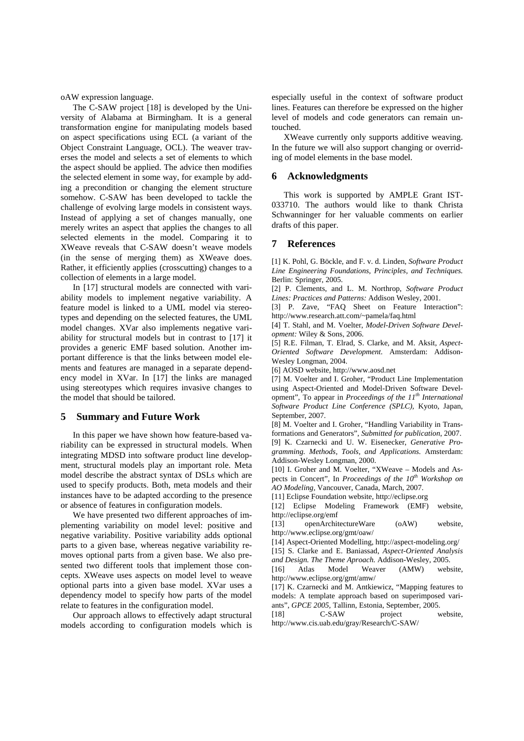oAW expression language.

The C-SAW project [18] is developed by the University of Alabama at Birmingham. It is a general transformation engine for manipulating models based on aspect specifications using ECL (a variant of the Object Constraint Language, OCL). The weaver traverses the model and selects a set of elements to which the aspect should be applied. The advice then modifies the selected element in some way, for example by adding a precondition or changing the element structure somehow. C-SAW has been developed to tackle the challenge of evolving large models in consistent ways. Instead of applying a set of changes manually, one merely writes an aspect that applies the changes to all selected elements in the model. Comparing it to XWeave reveals that C-SAW doesn't weave models (in the sense of merging them) as XWeave does. Rather, it efficiently applies (crosscutting) changes to a collection of elements in a large model.

In [17] structural models are connected with variability models to implement negative variability. A feature model is linked to a UML model via stereotypes and depending on the selected features, the UML model changes. XVar also implements negative variability for structural models but in contrast to [17] it provides a generic EMF based solution. Another important difference is that the links between model elements and features are managed in a separate dependency model in XVar. In [17] the links are managed using stereotypes which requires invasive changes to the model that should be tailored.

## 5 Summary and Future Work

In this paper we have shown how feature-based variability can be expressed in structural models. When integrating MDSD into software product line development, structural models play an important role. Meta model describe the abstract syntax of DSLs which are used to specify products. Both, meta models and their instances have to be adapted according to the presence or absence of features in configuration models.

We have presented two different approaches of implementing variability on model level: positive and negative variability. Positive variability adds optional parts to a given base, whereas negative variability removes optional parts from a given base. We also presented two different tools that implement those concepts. XWeave uses aspects on model level to weave optional parts into a given base model. XVar uses a dependency model to specify how parts of the model relate to features in the configuration model.

Our approach allows to effectively adapt structural models according to configuration models which is especially useful in the context of software product lines. Features can therefore be expressed on the higher level of models and code generators can remain untouched.

XWeave currently only supports additive weaving. In the future we will also support changing or overriding of model elements in the base model.

## 6 Acknowledgments

This work is supported by AMPLE Grant IST-033710. The authors would like to thank Christa Schwanninger for her valuable comments on earlier drafts of this paper.

## 7 References

[1] K. Pohl, G. Böckle, and F. v. d. Linden, *Software Product Line Engineering Foundations, Principles, and Techniques.* Berlin: Springer, 2005.

[2] P. Clements, and L. M. Northrop, *Software Product Lines: Practices and Patterns:* Addison Wesley, 2001.

[3] P. Zave, "FAQ Sheet on Feature Interaction": http://www.research.att.com/~pamela/faq.html

[4] T. Stahl, and M. Voelter, *Model-Driven Software Development:* Wiley & Sons, 2006.

[5] R.E. Filman, T. Elrad, S. Clarke, and M. Aksit, *Aspect-Oriented Software Development.* Amsterdam: Addison-Wesley Longman, 2004.

[6] AOSD website, http://www.aosd.net

[7] M. Voelter and I. Groher, "Product Line Implementation using Aspect-Oriented and Model-Driven Software Development", To appear in *Proceedings of the 11th International Software Product Line Conference (SPLC),* Kyoto, Japan, September, 2007.

[8] M. Voelter and I. Groher, "Handling Variability in Transformations and Generators", *Submitted for publication,* 2007.

[9] K. Czarnecki and U. W. Eisenecker, *Generative Programming. Methods, Tools, and Applications.* Amsterdam: Addison-Wesley Longman, 2000.

[10] I. Groher and M. Voelter, "XWeave – Models and Aspects in Concert", In *Proceedings of the 10th Workshop on AO Modeling,* Vancouver, Canada, March, 2007.

[11] Eclipse Foundation website, http://eclipse.org

[12] Eclipse Modeling Framework (EMF) website, http://eclipse.org/emf

[13] openArchitectureWare (oAW) website, http://www.eclipse.org/gmt/oaw/

[14] Aspect-Oriented Modelling, http://aspect-modeling.org/

[15] S. Clarke and E. Baniassad, *Aspect-Oriented Analysis and Design. The Theme Aproach.* Addison-Wesley, 2005.

[16] Atlas Model Weaver (AMW) website, http://www.eclipse.org/gmt/amw/

[17] K. Czarnecki and M. Antkiewicz, "Mapping features to models: A template approach based on superimposed variants", *GPCE 2005,* Tallinn, Estonia, September, 2005.

[18] C-SAW project website, http://www.cis.uab.edu/gray/Research/C-SAW/